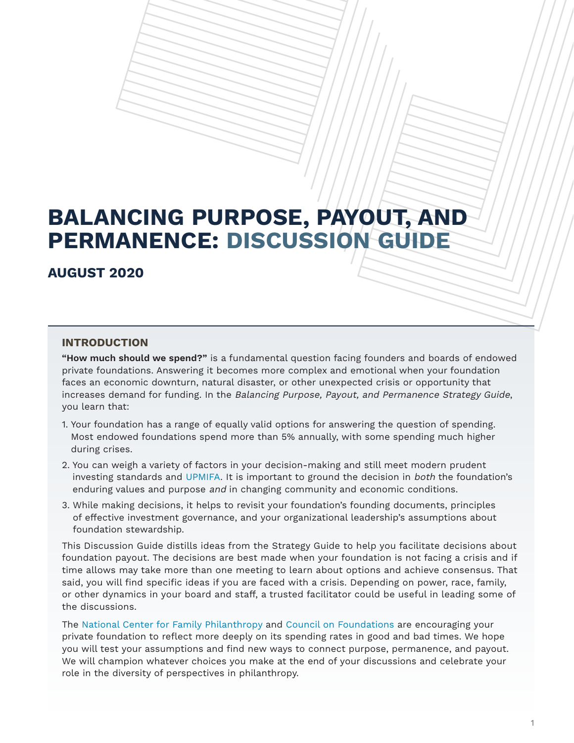# BALANCING PURPOSE, PAYOUT, AND PERMANENCE: DISCUSSION GUIDE

## AUGUST 2020

### INTRODUCTION

**"How much should we spend?"** is a fundamental question facing founders and boards of endowed private foundations. Answering it becomes more complex and emotional when your foundation faces an economic downturn, natural disaster, or other unexpected crisis or opportunity that increases demand for funding. In the *Balancing Purpose, Payout, and Permanence Strategy Guide*, you learn that:

1. Your foundation has a range of equally valid options for answering the question of spending. Most endowed foundations spend more than 5% annually, with some spending much higher during crises.
2. You can weigh a variety of factors in your decision-making and still meet modern prudent investing standards and UPMIFA. It is important to ground the decision in *both* the foundation's enduring values and purpose *and* in changing community and economic conditions.
3. While making decisions, it helps to revisit your foundation's founding documents, principles of effective investment governance, and your organizational leadership's assumptions about foundation stewardship.

This Discussion Guide distills ideas from the Strategy Guide to help you facilitate decisions about foundation payout. The decisions are best made when your foundation is not facing a crisis and if time allows may take more than one meeting to learn about options and achieve consensus. That said, you will find specific ideas if you are faced with a crisis. Depending on power, race, family, or other dynamics in your board and staff, a trusted facilitator could be useful in leading some of the discussions.

The National Center for Family Philanthropy and Council on Foundations are encouraging your private foundation to reflect more deeply on its spending rates in good and bad times. We hope you will test your assumptions and find new ways to connect purpose, permanence, and payout. We will champion whatever choices you make at the end of your discussions and celebrate your role in the diversity of perspectives in philanthropy.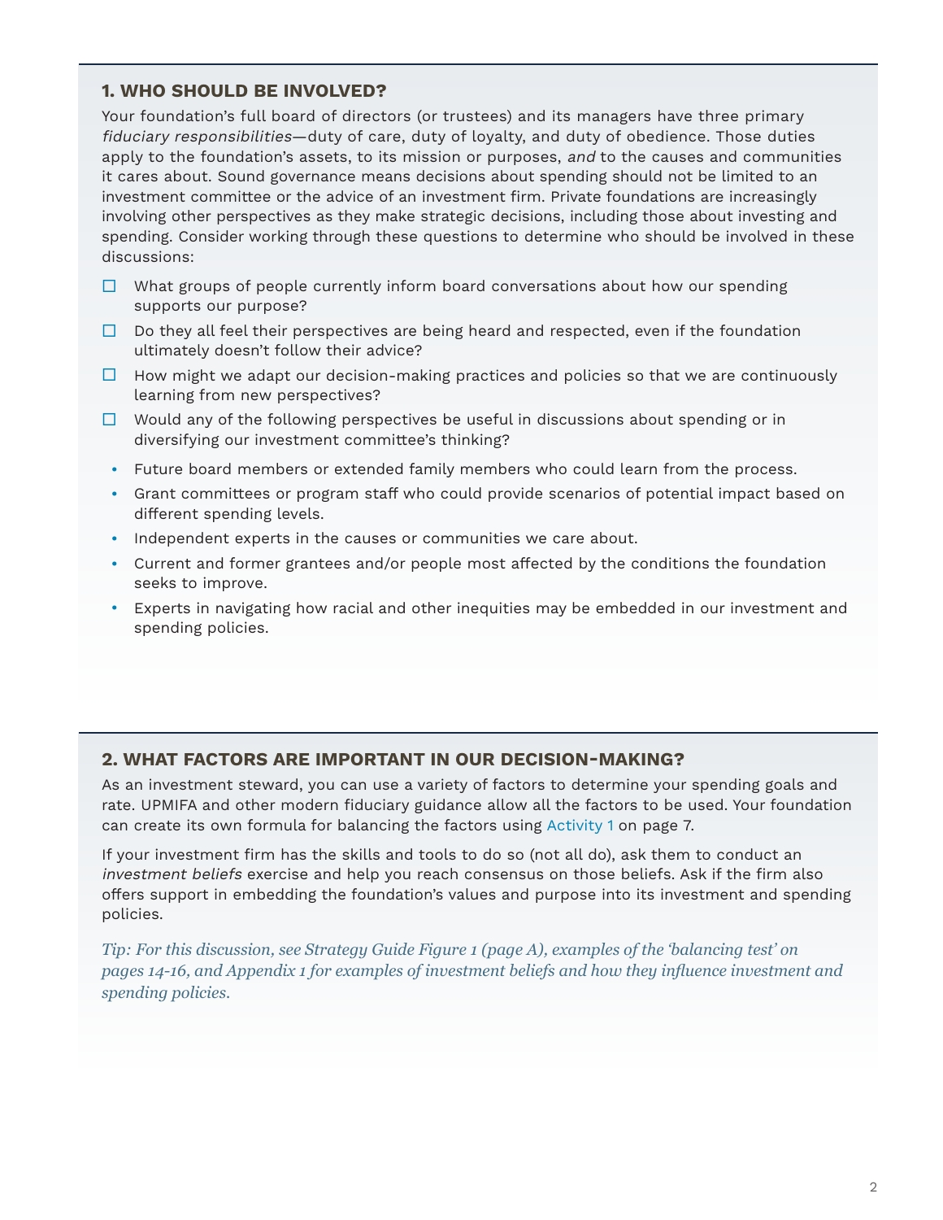## 1. WHO SHOULD BE INVOLVED?

Your foundation's full board of directors (or trustees) and its managers have three primary *fiduciary responsibilities*—duty of care, duty of loyalty, and duty of obedience. Those duties apply to the foundation's assets, to its mission or purposes, *and* to the causes and communities it cares about. Sound governance means decisions about spending should not be limited to an investment committee or the advice of an investment firm. Private foundations are increasingly involving other perspectives as they make strategic decisions, including those about investing and spending. Consider working through these questions to determine who should be involved in these discussions:

- ☐ What groups of people currently inform board conversations about how our spending supports our purpose?
- ☐ Do they all feel their perspectives are being heard and respected, even if the foundation ultimately doesn't follow their advice?
- ☐ How might we adapt our decision-making practices and policies so that we are continuously learning from new perspectives?
- ☐ Would any of the following perspectives be useful in discussions about spending or in diversifying our investment committee's thinking?
  - Future board members or extended family members who could learn from the process.
  - Grant committees or program staff who could provide scenarios of potential impact based on different spending levels.
  - Independent experts in the causes or communities we care about.
  - Current and former grantees and/or people most affected by the conditions the foundation seeks to improve.
  - Experts in navigating how racial and other inequities may be embedded in our investment and spending policies.

## 2. WHAT FACTORS ARE IMPORTANT IN OUR DECISION-MAKING?

As an investment steward, you can use a variety of factors to determine your spending goals and rate. UPMIFA and other modern fiduciary guidance allow all the factors to be used. Your foundation can create its own formula for balancing the factors using Activity 1 on page 7.

If your investment firm has the skills and tools to do so (not all do), ask them to conduct an *investment beliefs* exercise and help you reach consensus on those beliefs. Ask if the firm also offers support in embedding the foundation's values and purpose into its investment and spending policies.

*Tip: For this discussion, see Strategy Guide Figure 1 (page A), examples of the 'balancing test' on pages 14-16, and Appendix 1 for examples of investment beliefs and how they influence investment and spending policies.*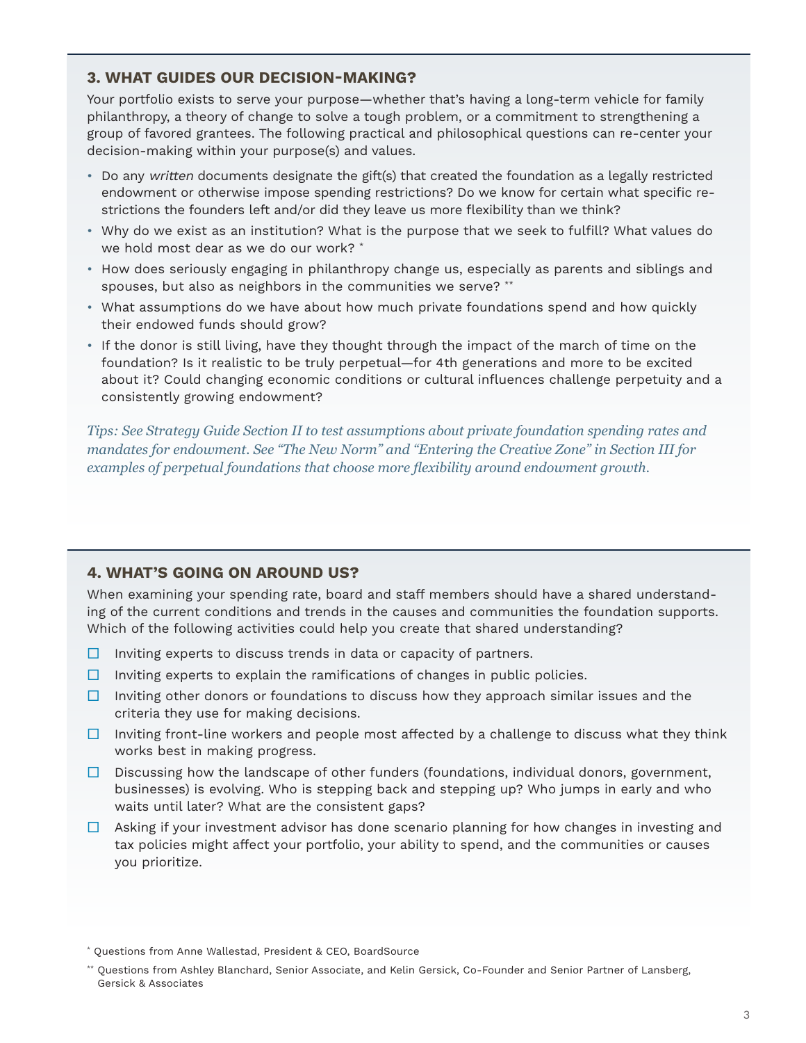## 3. WHAT GUIDES OUR DECISION-MAKING?

Your portfolio exists to serve your purpose—whether that's having a long-term vehicle for family philanthropy, a theory of change to solve a tough problem, or a commitment to strengthening a group of favored grantees. The following practical and philosophical questions can re-center your decision-making within your purpose(s) and values.

- Do any *written* documents designate the gift(s) that created the foundation as a legally restricted endowment or otherwise impose spending restrictions? Do we know for certain what specific restrictions the founders left and/or did they leave us more flexibility than we think?
- Why do we exist as an institution? What is the purpose that we seek to fulfill? What values do we hold most dear as we do our work? *
- How does seriously engaging in philanthropy change us, especially as parents and siblings and spouses, but also as neighbors in the communities we serve? **
- What assumptions do we have about how much private foundations spend and how quickly their endowed funds should grow?
- If the donor is still living, have they thought through the impact of the march of time on the foundation? Is it realistic to be truly perpetual—for 4th generations and more to be excited about it? Could changing economic conditions or cultural influences challenge perpetuity and a consistently growing endowment?

*Tips: See Strategy Guide Section II to test assumptions about private foundation spending rates and mandates for endowment. See "The New Norm" and "Entering the Creative Zone" in Section III for examples of perpetual foundations that choose more flexibility around endowment growth.*

## 4. WHAT'S GOING ON AROUND US?

When examining your spending rate, board and staff members should have a shared understanding of the current conditions and trends in the causes and communities the foundation supports. Which of the following activities could help you create that shared understanding?

- ☐ Inviting experts to discuss trends in data or capacity of partners.
- ☐ Inviting experts to explain the ramifications of changes in public policies.
- ☐ Inviting other donors or foundations to discuss how they approach similar issues and the criteria they use for making decisions.
- ☐ Inviting front-line workers and people most affected by a challenge to discuss what they think works best in making progress.
- ☐ Discussing how the landscape of other funders (foundations, individual donors, government, businesses) is evolving. Who is stepping back and stepping up? Who jumps in early and who waits until later? What are the consistent gaps?
- ☐ Asking if your investment advisor has done scenario planning for how changes in investing and tax policies might affect your portfolio, your ability to spend, and the communities or causes you prioritize.

---

* Questions from Anne Wallestad, President & CEO, BoardSource

** Questions from Ashley Blanchard, Senior Associate, and Kelin Gersick, Co-Founder and Senior Partner of Lansberg, Gersick & Associates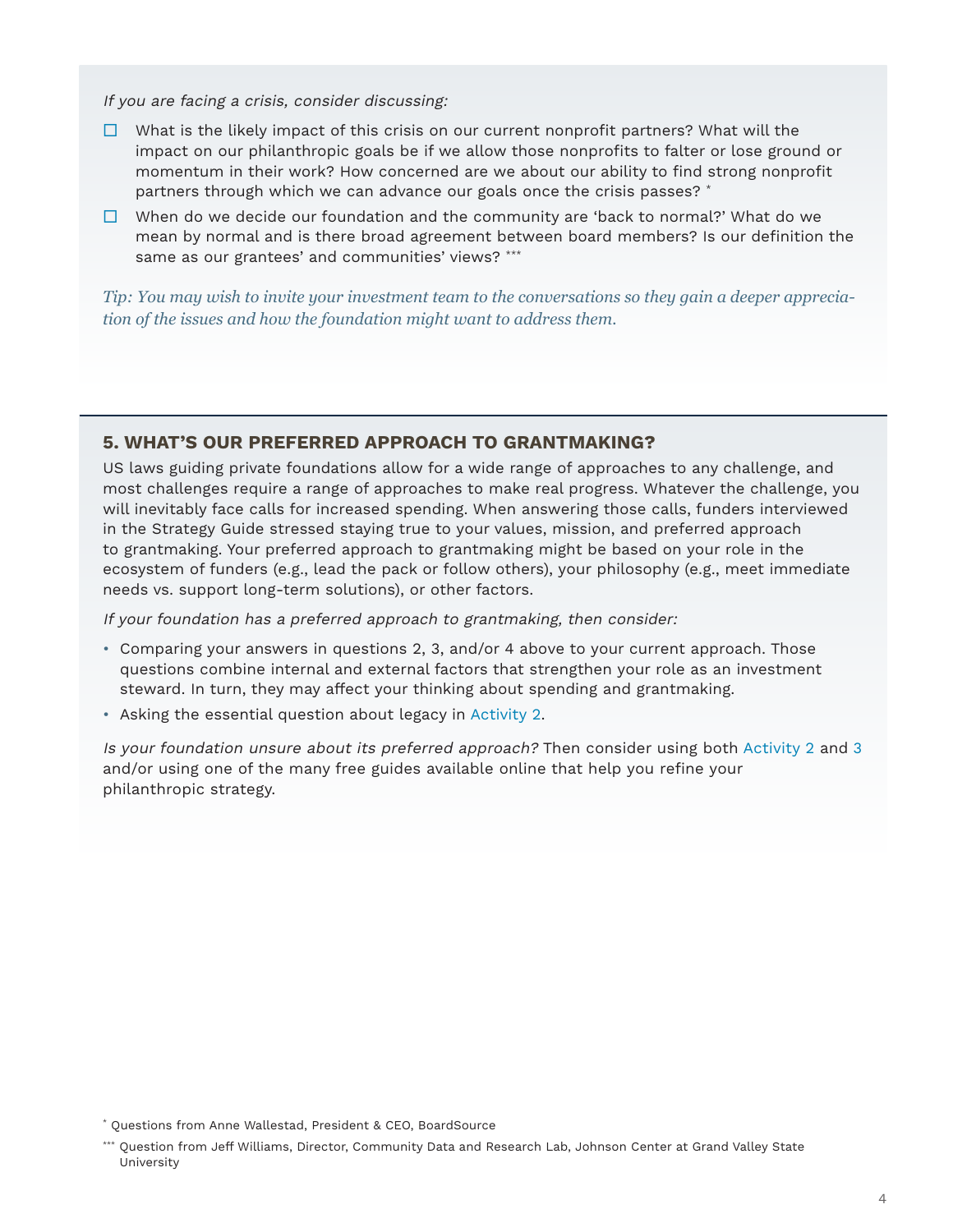*If you are facing a crisis, consider discussing:*

- ☐ What is the likely impact of this crisis on our current nonprofit partners? What will the impact on our philanthropic goals be if we allow those nonprofits to falter or lose ground or momentum in their work? How concerned are we about our ability to find strong nonprofit partners through which we can advance our goals once the crisis passes? [*]
- ☐ When do we decide our foundation and the community are 'back to normal?' What do we mean by normal and is there broad agreement between board members? Is our definition the same as our grantees' and communities' views? [***]

*Tip: You may wish to invite your investment team to the conversations so they gain a deeper appreciation of the issues and how the foundation might want to address them.*

## 5. WHAT'S OUR PREFERRED APPROACH TO GRANTMAKING?

US laws guiding private foundations allow for a wide range of approaches to any challenge, and most challenges require a range of approaches to make real progress. Whatever the challenge, you will inevitably face calls for increased spending. When answering those calls, funders interviewed in the Strategy Guide stressed staying true to your values, mission, and preferred approach to grantmaking. Your preferred approach to grantmaking might be based on your role in the ecosystem of funders (e.g., lead the pack or follow others), your philosophy (e.g., meet immediate needs vs. support long-term solutions), or other factors.

*If your foundation has a preferred approach to grantmaking, then consider:*

- Comparing your answers in questions 2, 3, and/or 4 above to your current approach. Those questions combine internal and external factors that strengthen your role as an investment steward. In turn, they may affect your thinking about spending and grantmaking.
- Asking the essential question about legacy in Activity 2.

*Is your foundation unsure about its preferred approach?* Then consider using both Activity 2 and 3 and/or using one of the many free guides available online that help you refine your philanthropic strategy.

[*] Questions from Anne Wallestad, President & CEO, BoardSource

[***] Question from Jeff Williams, Director, Community Data and Research Lab, Johnson Center at Grand Valley State University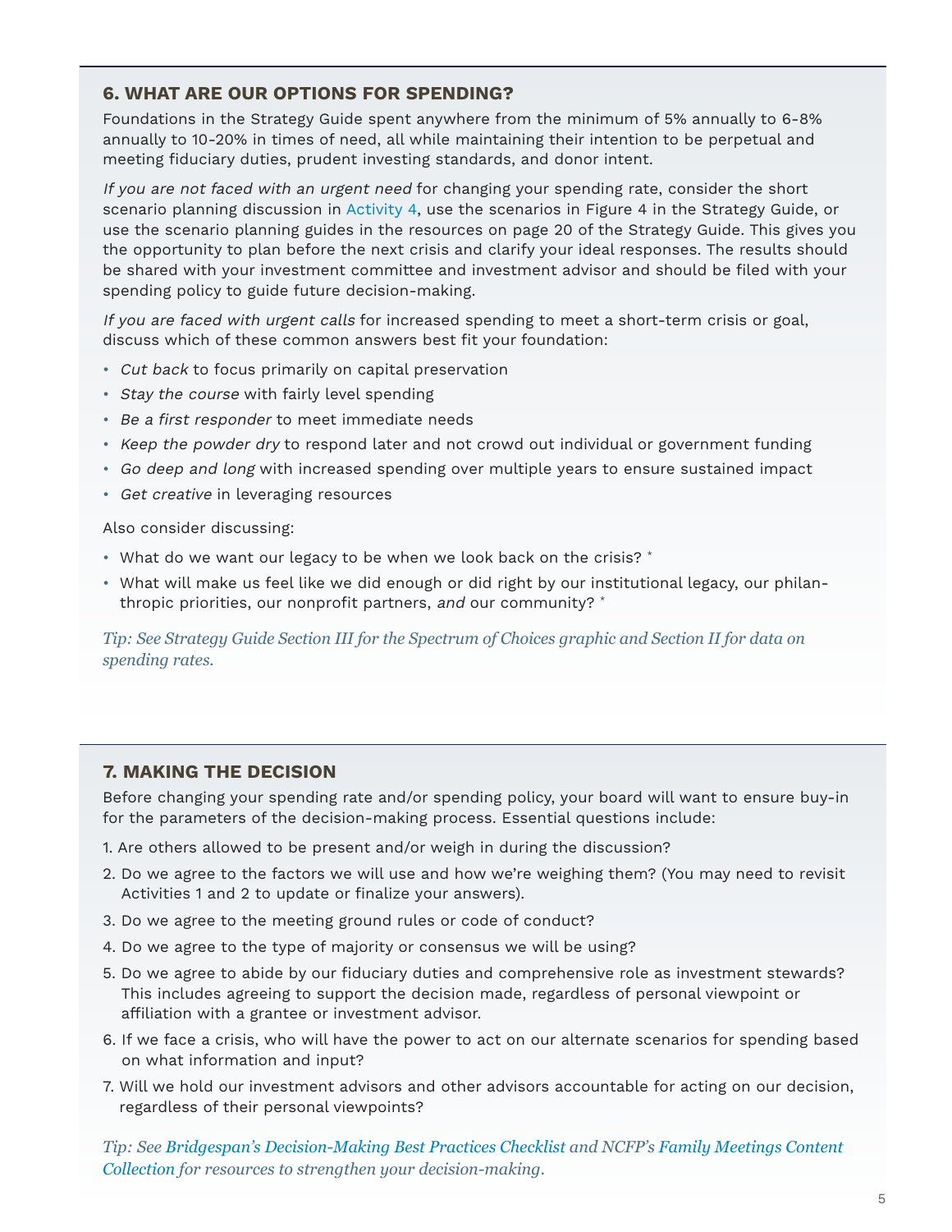## 6. WHAT ARE OUR OPTIONS FOR SPENDING?

Foundations in the Strategy Guide spent anywhere from the minimum of 5% annually to 6-8% annually to 10-20% in times of need, all while maintaining their intention to be perpetual and meeting fiduciary duties, prudent investing standards, and donor intent.

*If you are not faced with an urgent need* for changing your spending rate, consider the short scenario planning discussion in Activity 4, use the scenarios in Figure 4 in the Strategy Guide, or use the scenario planning guides in the resources on page 20 of the Strategy Guide. This gives you the opportunity to plan before the next crisis and clarify your ideal responses. The results should be shared with your investment committee and investment advisor and should be filed with your spending policy to guide future decision-making.

*If you are faced with urgent calls* for increased spending to meet a short-term crisis or goal, discuss which of these common answers best fit your foundation:

- *Cut back* to focus primarily on capital preservation
- *Stay the course* with fairly level spending
- *Be a first responder* to meet immediate needs
- *Keep the powder dry* to respond later and not crowd out individual or government funding
- *Go deep and long* with increased spending over multiple years to ensure sustained impact
- *Get creative* in leveraging resources

Also consider discussing:

- What do we want our legacy to be when we look back on the crisis? *
- What will make us feel like we did enough or did right by our institutional legacy, our philanthropic priorities, our nonprofit partners, *and* our community? *

*Tip: See Strategy Guide Section III for the Spectrum of Choices graphic and Section II for data on spending rates.*

## 7. MAKING THE DECISION

Before changing your spending rate and/or spending policy, your board will want to ensure buy-in for the parameters of the decision-making process. Essential questions include:

1. Are others allowed to be present and/or weigh in during the discussion?
2. Do we agree to the factors we will use and how we're weighing them? (You may need to revisit Activities 1 and 2 to update or finalize your answers).
3. Do we agree to the meeting ground rules or code of conduct?
4. Do we agree to the type of majority or consensus we will be using?
5. Do we agree to abide by our fiduciary duties and comprehensive role as investment stewards? This includes agreeing to support the decision made, regardless of personal viewpoint or affiliation with a grantee or investment advisor.
6. If we face a crisis, who will have the power to act on our alternate scenarios for spending based on what information and input?
7. Will we hold our investment advisors and other advisors accountable for acting on our decision, regardless of their personal viewpoints?

*Tip: See Bridgespan's Decision-Making Best Practices Checklist and NCFP's Family Meetings Content Collection for resources to strengthen your decision-making.*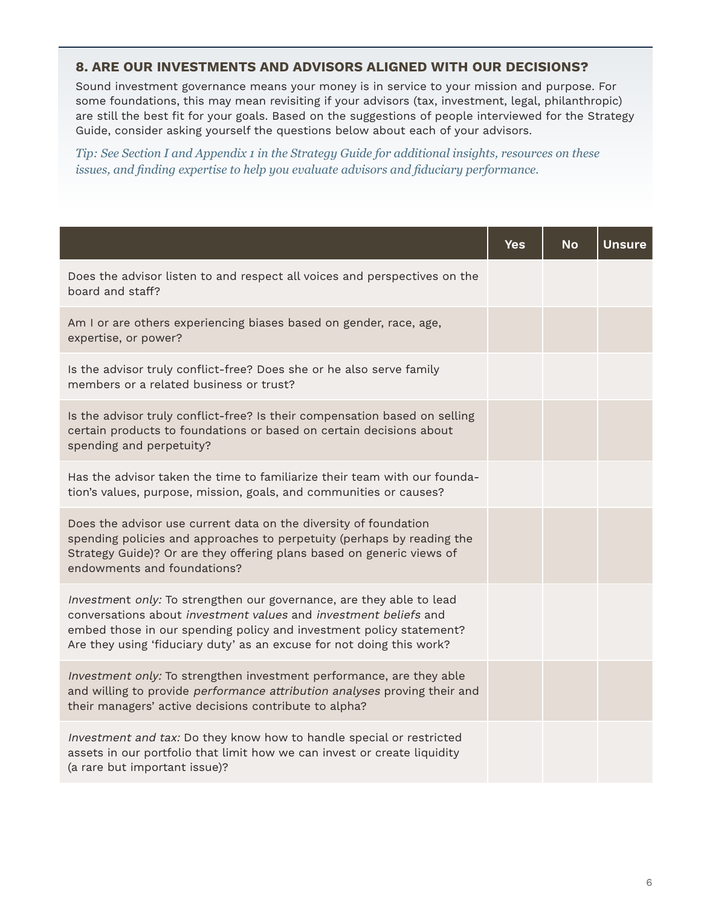## 8. ARE OUR INVESTMENTS AND ADVISORS ALIGNED WITH OUR DECISIONS?

Sound investment governance means your money is in service to your mission and purpose. For some foundations, this may mean revisiting if your advisors (tax, investment, legal, philanthropic) are still the best fit for your goals. Based on the suggestions of people interviewed for the Strategy Guide, consider asking yourself the questions below about each of your advisors.

*Tip: See Section I and Appendix 1 in the Strategy Guide for additional insights, resources on these issues, and finding expertise to help you evaluate advisors and fiduciary performance.*

| | Yes | No | Unsure |
|---|---|---|---|
| Does the advisor listen to and respect all voices and perspectives on the board and staff? | | | |
| Am I or are others experiencing biases based on gender, race, age, expertise, or power? | | | |
| Is the advisor truly conflict-free? Does she or he also serve family members or a related business or trust? | | | |
| Is the advisor truly conflict-free? Is their compensation based on selling certain products to foundations or based on certain decisions about spending and perpetuity? | | | |
| Has the advisor taken the time to familiarize their team with our foundation's values, purpose, mission, goals, and communities or causes? | | | |
| Does the advisor use current data on the diversity of foundation spending policies and approaches to perpetuity (perhaps by reading the Strategy Guide)? Or are they offering plans based on generic views of endowments and foundations? | | | |
| *Investment only:* To strengthen our governance, are they able to lead conversations about *investment values* and *investment beliefs* and embed those in our spending policy and investment policy statement? Are they using 'fiduciary duty' as an excuse for not doing this work? | | | |
| *Investment only:* To strengthen investment performance, are they able and willing to provide *performance attribution analyses* proving their and their managers' active decisions contribute to alpha? | | | |
| *Investment and tax:* Do they know how to handle special or restricted assets in our portfolio that limit how we can invest or create liquidity (a rare but important issue)? | | | |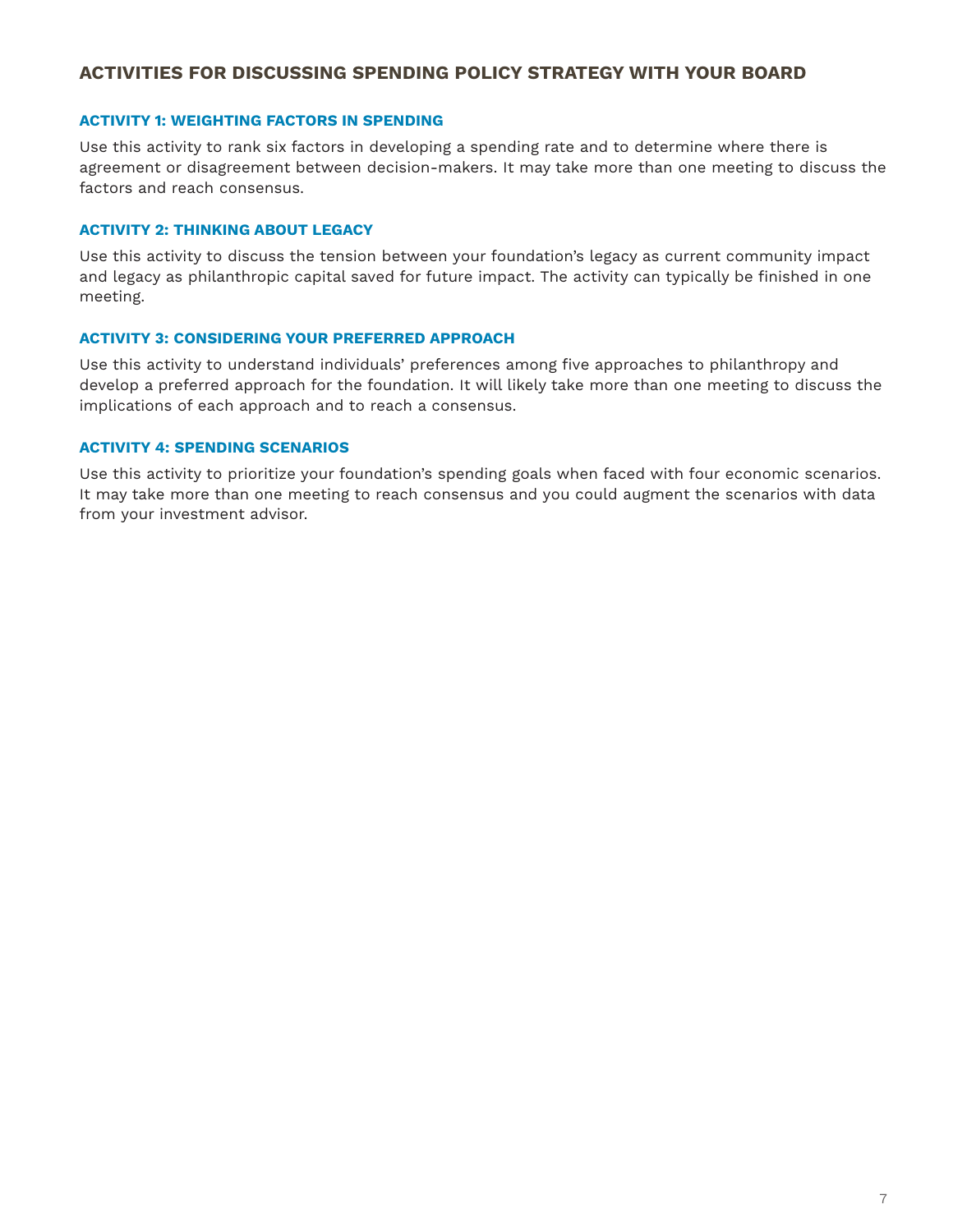## ACTIVITIES FOR DISCUSSING SPENDING POLICY STRATEGY WITH YOUR BOARD

### ACTIVITY 1: WEIGHTING FACTORS IN SPENDING

Use this activity to rank six factors in developing a spending rate and to determine where there is agreement or disagreement between decision-makers. It may take more than one meeting to discuss the factors and reach consensus.

### ACTIVITY 2: THINKING ABOUT LEGACY

Use this activity to discuss the tension between your foundation's legacy as current community impact and legacy as philanthropic capital saved for future impact. The activity can typically be finished in one meeting.

### ACTIVITY 3: CONSIDERING YOUR PREFERRED APPROACH

Use this activity to understand individuals' preferences among five approaches to philanthropy and develop a preferred approach for the foundation. It will likely take more than one meeting to discuss the implications of each approach and to reach a consensus.

### ACTIVITY 4: SPENDING SCENARIOS

Use this activity to prioritize your foundation's spending goals when faced with four economic scenarios. It may take more than one meeting to reach consensus and you could augment the scenarios with data from your investment advisor.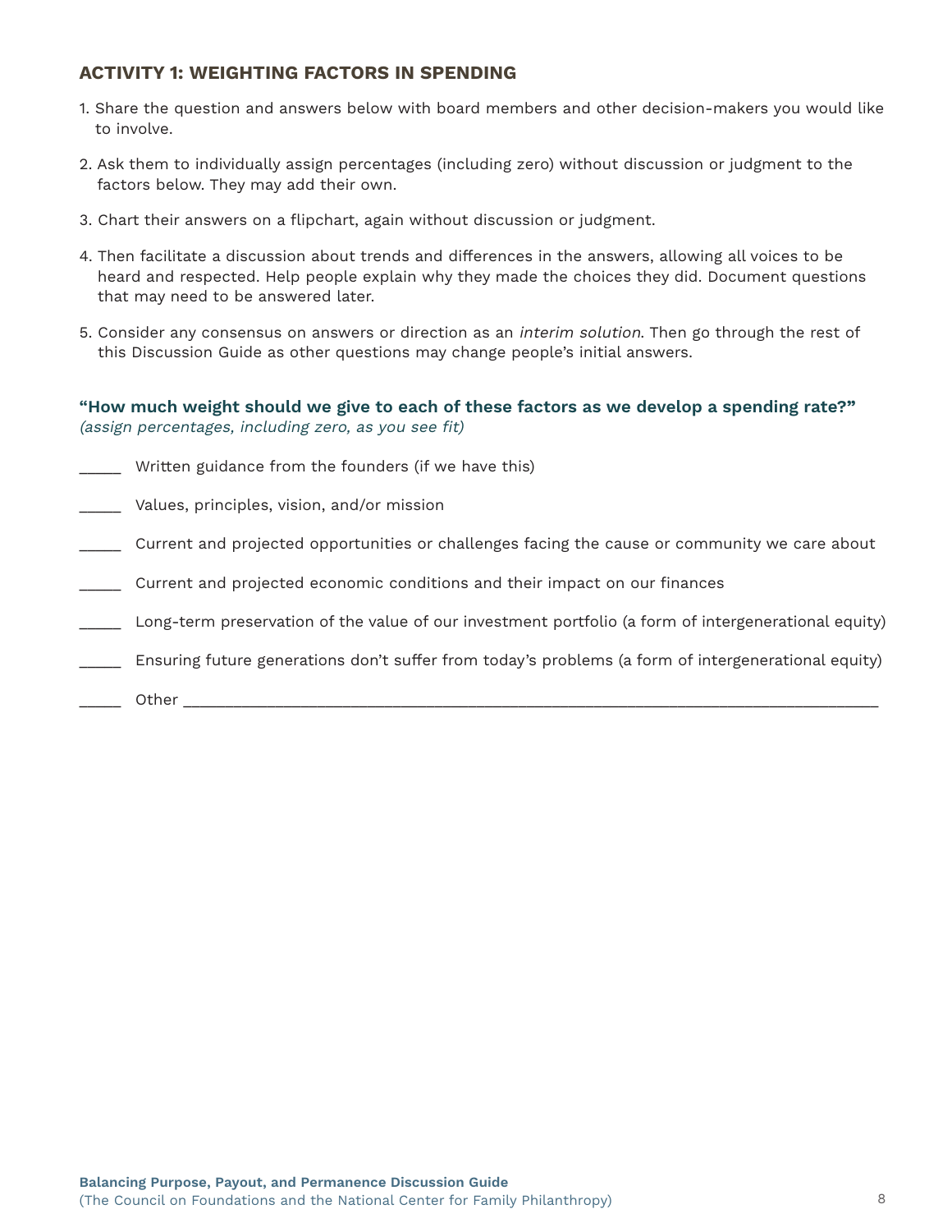## ACTIVITY 1: WEIGHTING FACTORS IN SPENDING

1. Share the question and answers below with board members and other decision-makers you would like to involve.
2. Ask them to individually assign percentages (including zero) without discussion or judgment to the factors below. They may add their own.
3. Chart their answers on a flipchart, again without discussion or judgment.
4. Then facilitate a discussion about trends and differences in the answers, allowing all voices to be heard and respected. Help people explain why they made the choices they did. Document questions that may need to be answered later.
5. Consider any consensus on answers or direction as an *interim solution*. Then go through the rest of this Discussion Guide as other questions may change people's initial answers.

**"How much weight should we give to each of these factors as we develop a spending rate?"**
*(assign percentages, including zero, as you see fit)*

_____ Written guidance from the founders (if we have this)

_____ Values, principles, vision, and/or mission

_____ Current and projected opportunities or challenges facing the cause or community we care about

_____ Current and projected economic conditions and their impact on our finances

_____ Long-term preservation of the value of our investment portfolio (a form of intergenerational equity)

_____ Ensuring future generations don't suffer from today's problems (a form of intergenerational equity)

_____ Other ____________________________________________________________________________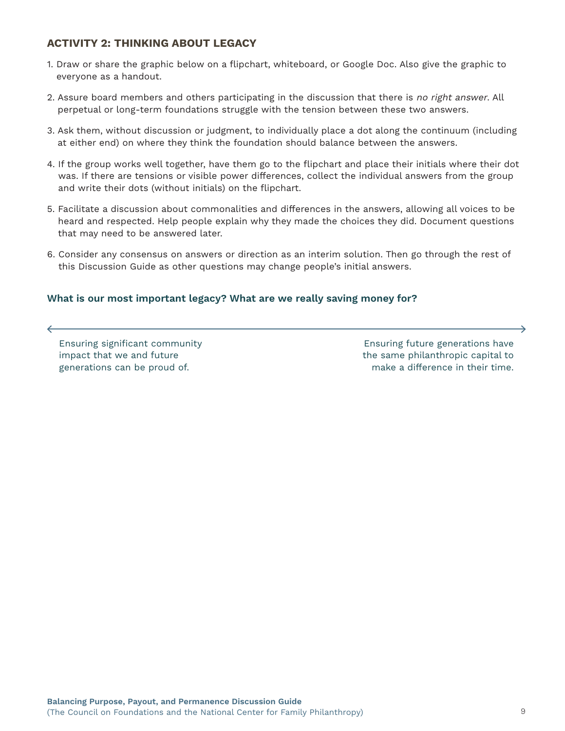### ACTIVITY 2: THINKING ABOUT LEGACY

1. Draw or share the graphic below on a flipchart, whiteboard, or Google Doc. Also give the graphic to everyone as a handout.
2. Assure board members and others participating in the discussion that there is *no right answer*. All perpetual or long-term foundations struggle with the tension between these two answers.
3. Ask them, without discussion or judgment, to individually place a dot along the continuum (including at either end) on where they think the foundation should balance between the answers.
4. If the group works well together, have them go to the flipchart and place their initials where their dot was. If there are tensions or visible power differences, collect the individual answers from the group and write their dots (without initials) on the flipchart.
5. Facilitate a discussion about commonalities and differences in the answers, allowing all voices to be heard and respected. Help people explain why they made the choices they did. Document questions that may need to be answered later.
6. Consider any consensus on answers or direction as an interim solution. Then go through the rest of this Discussion Guide as other questions may change people's initial answers.

**What is our most important legacy? What are we really saving money for?**

← ————————————————————————————————————————— →

| Ensuring significant community impact that we and future generations can be proud of. | Ensuring future generations have the same philanthropic capital to make a difference in their time. |
|---|---|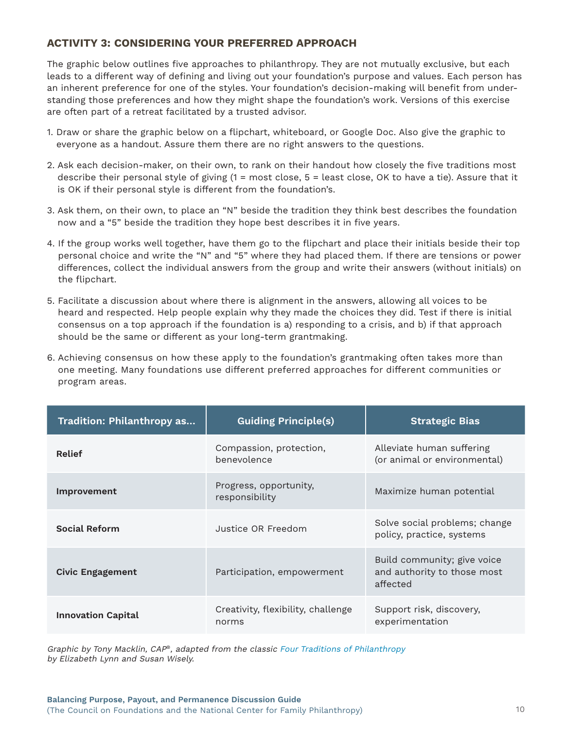### ACTIVITY 3: CONSIDERING YOUR PREFERRED APPROACH

The graphic below outlines five approaches to philanthropy. They are not mutually exclusive, but each leads to a different way of defining and living out your foundation's purpose and values. Each person has an inherent preference for one of the styles. Your foundation's decision-making will benefit from understanding those preferences and how they might shape the foundation's work. Versions of this exercise are often part of a retreat facilitated by a trusted advisor.

1. Draw or share the graphic below on a flipchart, whiteboard, or Google Doc. Also give the graphic to everyone as a handout. Assure them there are no right answers to the questions.
2. Ask each decision-maker, on their own, to rank on their handout how closely the five traditions most describe their personal style of giving (1 = most close, 5 = least close, OK to have a tie). Assure that it is OK if their personal style is different from the foundation's.
3. Ask them, on their own, to place an "N" beside the tradition they think best describes the foundation now and a "5" beside the tradition they hope best describes it in five years.
4. If the group works well together, have them go to the flipchart and place their initials beside their top personal choice and write the "N" and "5" where they had placed them. If there are tensions or power differences, collect the individual answers from the group and write their answers (without initials) on the flipchart.
5. Facilitate a discussion about where there is alignment in the answers, allowing all voices to be heard and respected. Help people explain why they made the choices they did. Test if there is initial consensus on a top approach if the foundation is a) responding to a crisis, and b) if that approach should be the same or different as your long-term grantmaking.
6. Achieving consensus on how these apply to the foundation's grantmaking often takes more than one meeting. Many foundations use different preferred approaches for different communities or program areas.

| Tradition: Philanthropy as... | Guiding Principle(s) | Strategic Bias |
|---|---|---|
| **Relief** | Compassion, protection, benevolence | Alleviate human suffering (or animal or environmental) |
| **Improvement** | Progress, opportunity, responsibility | Maximize human potential |
| **Social Reform** | Justice OR Freedom | Solve social problems; change policy, practice, systems |
| **Civic Engagement** | Participation, empowerment | Build community; give voice and authority to those most affected |
| **Innovation Capital** | Creativity, flexibility, challenge norms | Support risk, discovery, experimentation |

*Graphic by Tony Macklin, CAP®, adapted from the classic Four Traditions of Philanthropy by Elizabeth Lynn and Susan Wisely.*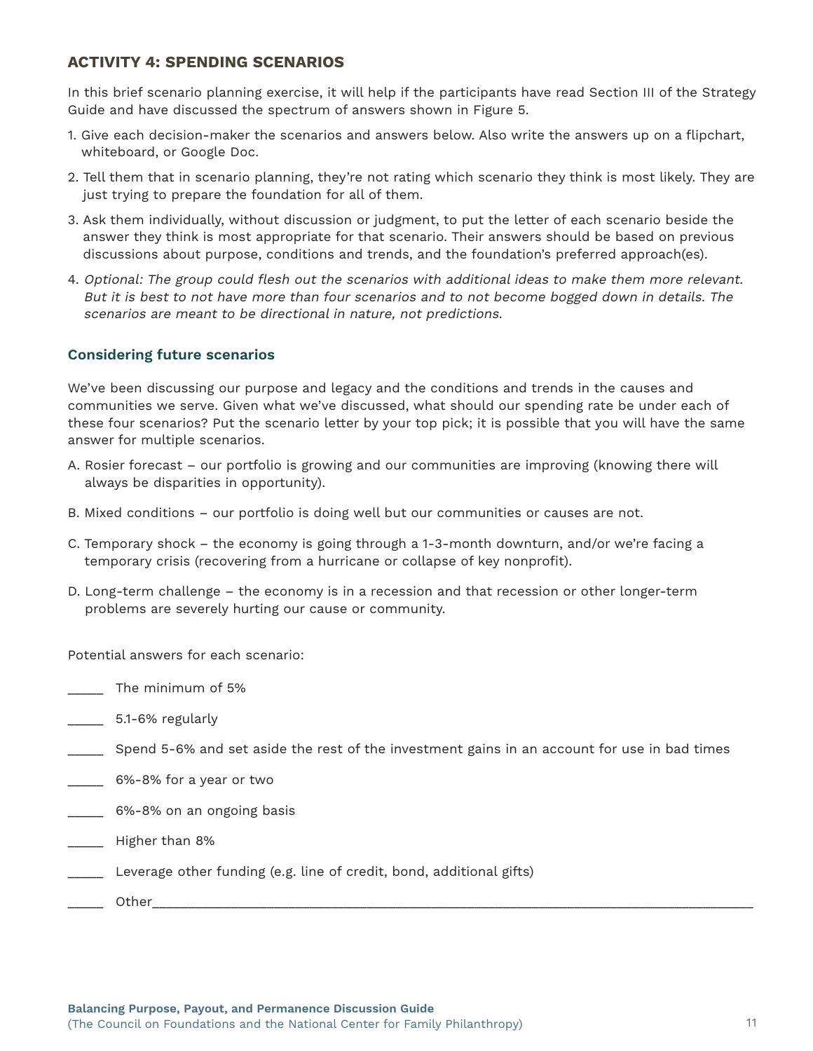## ACTIVITY 4: SPENDING SCENARIOS

In this brief scenario planning exercise, it will help if the participants have read Section III of the Strategy Guide and have discussed the spectrum of answers shown in Figure 5.

1. Give each decision-maker the scenarios and answers below. Also write the answers up on a flipchart, whiteboard, or Google Doc.
2. Tell them that in scenario planning, they're not rating which scenario they think is most likely. They are just trying to prepare the foundation for all of them.
3. Ask them individually, without discussion or judgment, to put the letter of each scenario beside the answer they think is most appropriate for that scenario. Their answers should be based on previous discussions about purpose, conditions and trends, and the foundation's preferred approach(es).
4. *Optional: The group could flesh out the scenarios with additional ideas to make them more relevant. But it is best to not have more than four scenarios and to not become bogged down in details. The scenarios are meant to be directional in nature, not predictions.*

### Considering future scenarios

We've been discussing our purpose and legacy and the conditions and trends in the causes and communities we serve. Given what we've discussed, what should our spending rate be under each of these four scenarios? Put the scenario letter by your top pick; it is possible that you will have the same answer for multiple scenarios.

A. Rosier forecast – our portfolio is growing and our communities are improving (knowing there will always be disparities in opportunity).

B. Mixed conditions – our portfolio is doing well but our communities or causes are not.

C. Temporary shock – the economy is going through a 1-3-month downturn, and/or we're facing a temporary crisis (recovering from a hurricane or collapse of key nonprofit).

D. Long-term challenge – the economy is in a recession and that recession or other longer-term problems are severely hurting our cause or community.

Potential answers for each scenario:

_____ The minimum of 5%

_____ 5.1-6% regularly

_____ Spend 5-6% and set aside the rest of the investment gains in an account for use in bad times

_____ 6%-8% for a year or two

_____ 6%-8% on an ongoing basis

_____ Higher than 8%

_____ Leverage other funding (e.g. line of credit, bond, additional gifts)

_____ Other_______________________________________________________________________________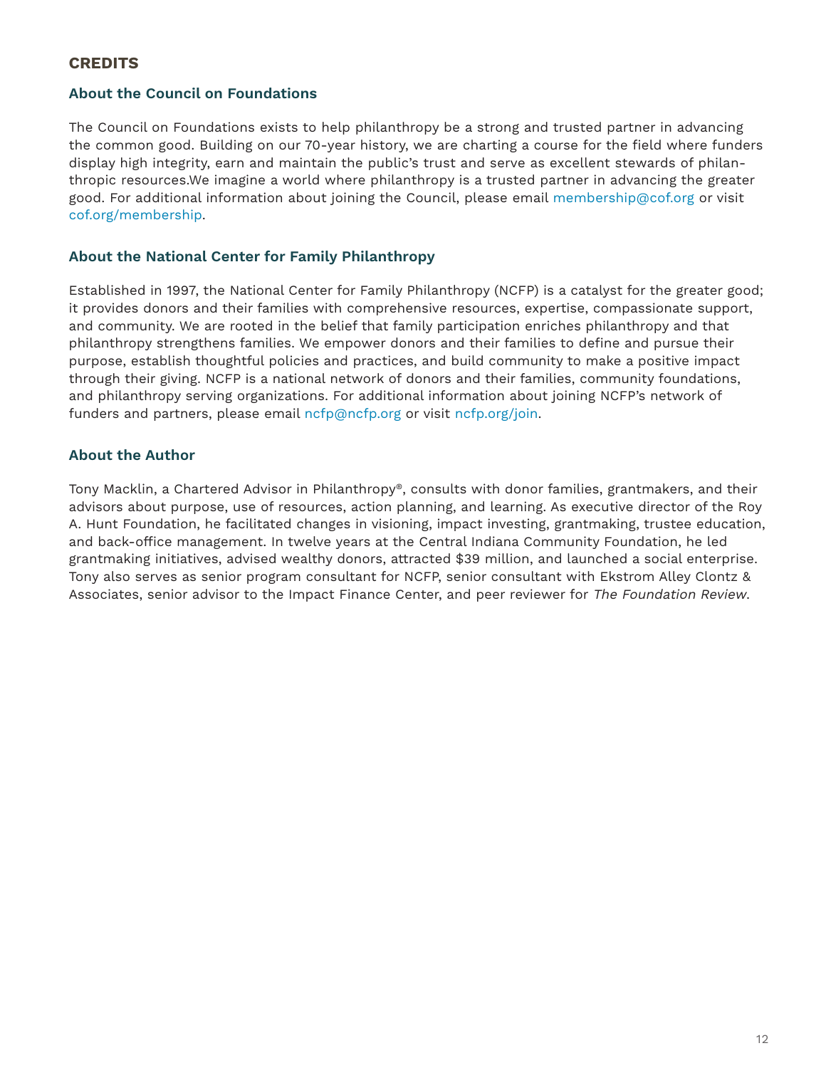## CREDITS

### About the Council on Foundations

The Council on Foundations exists to help philanthropy be a strong and trusted partner in advancing the common good. Building on our 70-year history, we are charting a course for the field where funders display high integrity, earn and maintain the public's trust and serve as excellent stewards of philanthropic resources.We imagine a world where philanthropy is a trusted partner in advancing the greater good. For additional information about joining the Council, please email membership@cof.org or visit cof.org/membership.

### About the National Center for Family Philanthropy

Established in 1997, the National Center for Family Philanthropy (NCFP) is a catalyst for the greater good; it provides donors and their families with comprehensive resources, expertise, compassionate support, and community. We are rooted in the belief that family participation enriches philanthropy and that philanthropy strengthens families. We empower donors and their families to define and pursue their purpose, establish thoughtful policies and practices, and build community to make a positive impact through their giving. NCFP is a national network of donors and their families, community foundations, and philanthropy serving organizations. For additional information about joining NCFP's network of funders and partners, please email ncfp@ncfp.org or visit ncfp.org/join.

### About the Author

Tony Macklin, a Chartered Advisor in Philanthropy®, consults with donor families, grantmakers, and their advisors about purpose, use of resources, action planning, and learning. As executive director of the Roy A. Hunt Foundation, he facilitated changes in visioning, impact investing, grantmaking, trustee education, and back-office management. In twelve years at the Central Indiana Community Foundation, he led grantmaking initiatives, advised wealthy donors, attracted $39 million, and launched a social enterprise. Tony also serves as senior program consultant for NCFP, senior consultant with Ekstrom Alley Clontz & Associates, senior advisor to the Impact Finance Center, and peer reviewer for *The Foundation Review.*